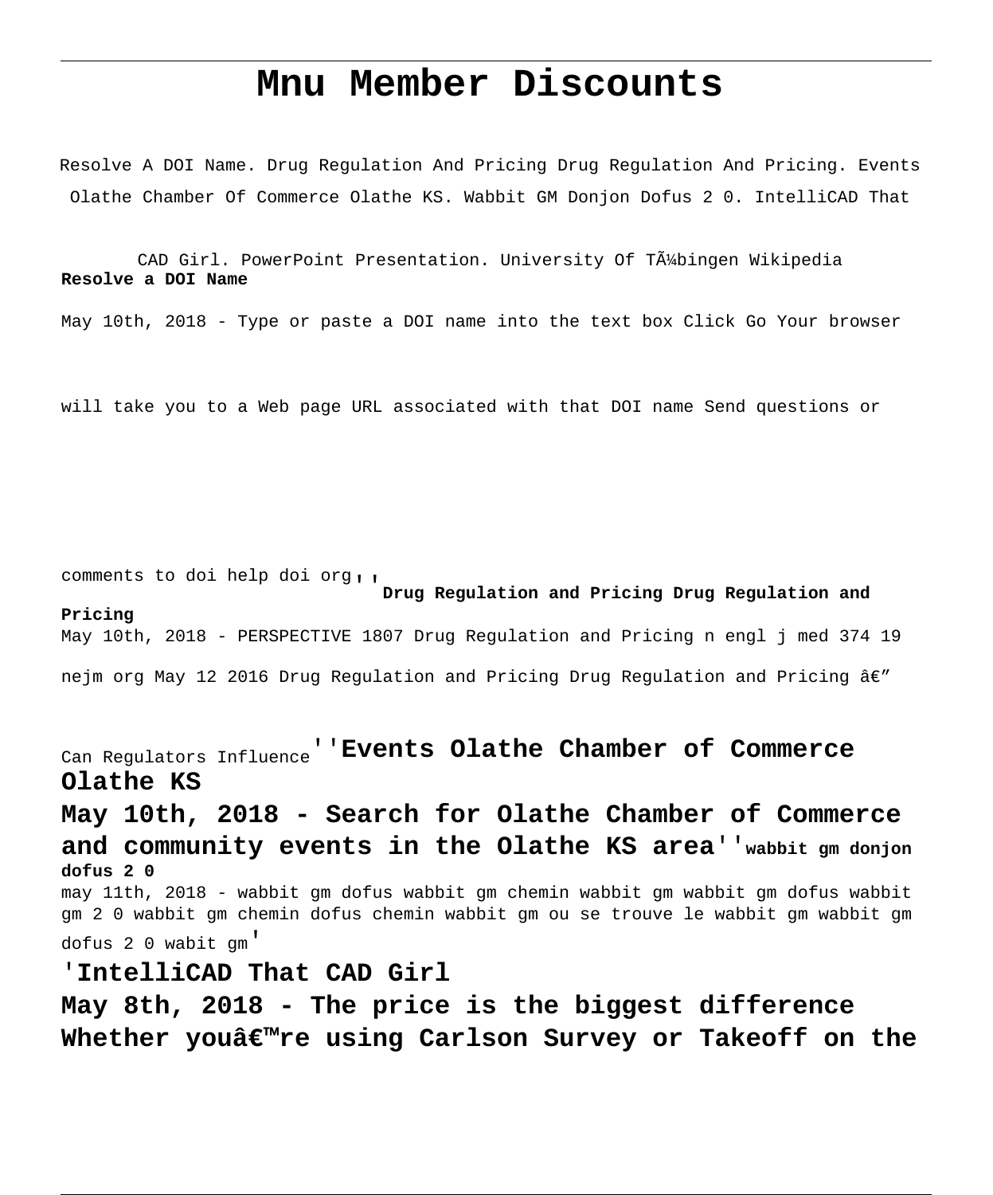# Mnu Member Discounts

Resolve A DOI Name. Drug Regulation And Pricing Drug Regulation And Pricing. Events Olathe Chamber Of Commerce Olathe KS. Wabbit GM Donjon Dofus 2 0. IntelliCAD That CAD Girl. PowerPoint Presentation. University Of TÃ¼bingen Wikipedia

**Resolve a DOI Name**

May 10th, 2018 - Type or paste a DOI name into the text box Click Go Your browser will take you to a Web page URL associated with that DOI name Send questions or comments to doi help doi org''

**Drug Regulation and Pricing Drug Regulation and Pricing**

May 10th, 2018 - PERSPECTIVE 1807 Drug Regulation and Pricing n engl j med 374 19 nejm org May 12 2016 Drug Regulation and Pricing Drug Regulation and Pricing â€" Can Regulators Influence''

**Events Olathe Chamber of Commerce Olathe KS**

**May 10th, 2018 - Search for Olathe Chamber of Commerce and community events in the Olathe KS area''**

**wabbit gm donjon dofus 2 0**

may 11th, 2018 - wabbit gm dofus wabbit gm chemin wabbit gm wabbit gm dofus wabbit gm 2 0 wabbit gm chemin dofus chemin wabbit gm ou se trouve le wabbit gm wabbit gm dofus 2 0 wabit gm'

**'IntelliCAD That CAD Girl**

**May 8th, 2018 - The price is the biggest difference Whether youâ€™re using Carlson Survey or Takeoff on the**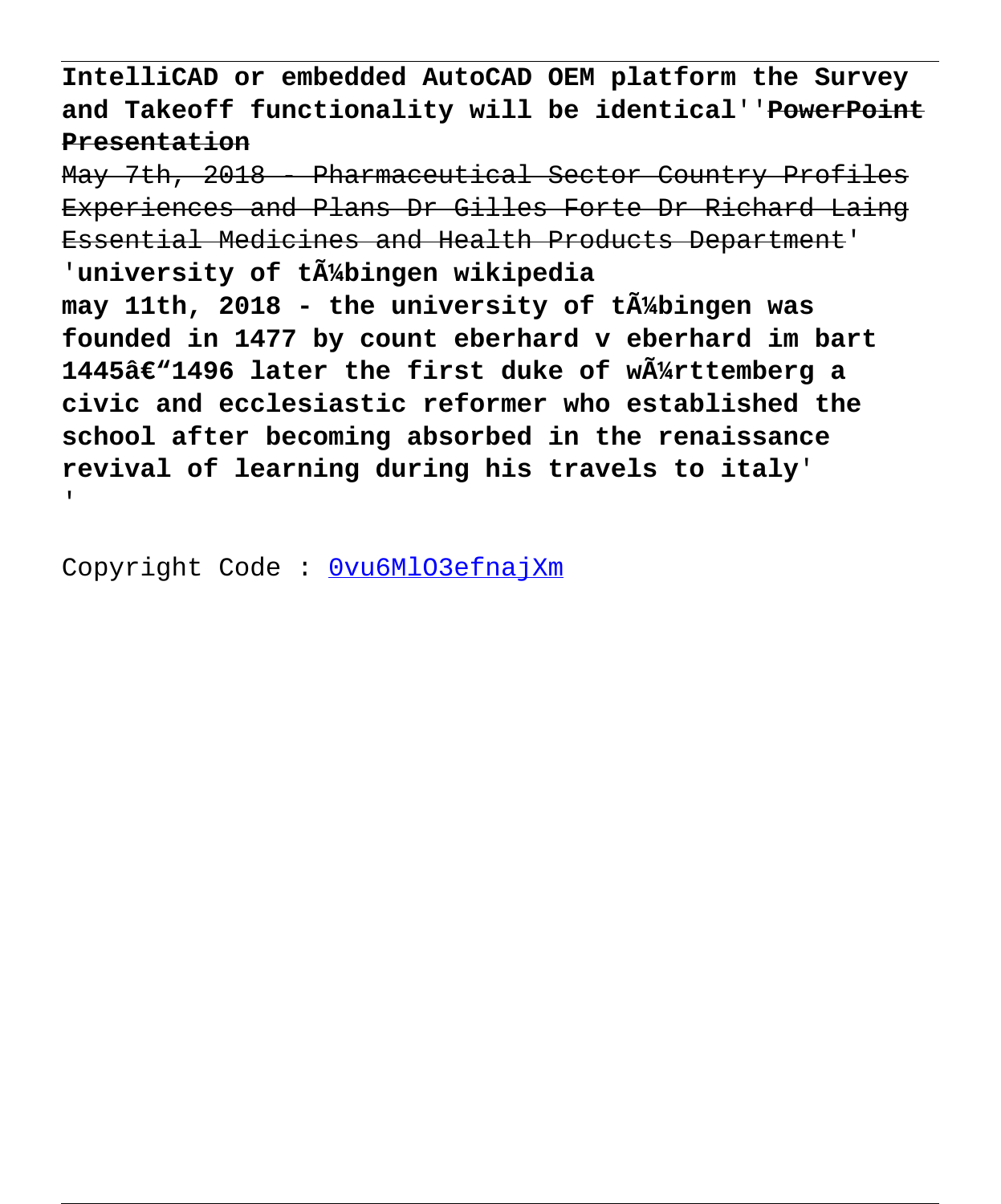**IntelliCAD or embedded AutoCAD OEM platform the Survey and Takeoff functionality will be identical''~~**PowerPoint Presentation**~~**

~~May 7th, 2018 - Pharmaceutical Sector Country Profiles Experiences and Plans Dr Gilles Forte Dr Richard Laing Essential Medicines and Health Products Department~~'

'**university of tÃ¼bingen wikipedia**

**may 11th, 2018 - the university of tÃ¼bingen was founded in 1477 by count eberhard v eberhard im bart 1445â€"1496 later the first duke of wÃ¼rttemberg a civic and ecclesiastic reformer who established the school after becoming absorbed in the renaissance revival of learning during his travels to italy**'

'

Copyright Code : [0vu6MlO3efnajXm]()